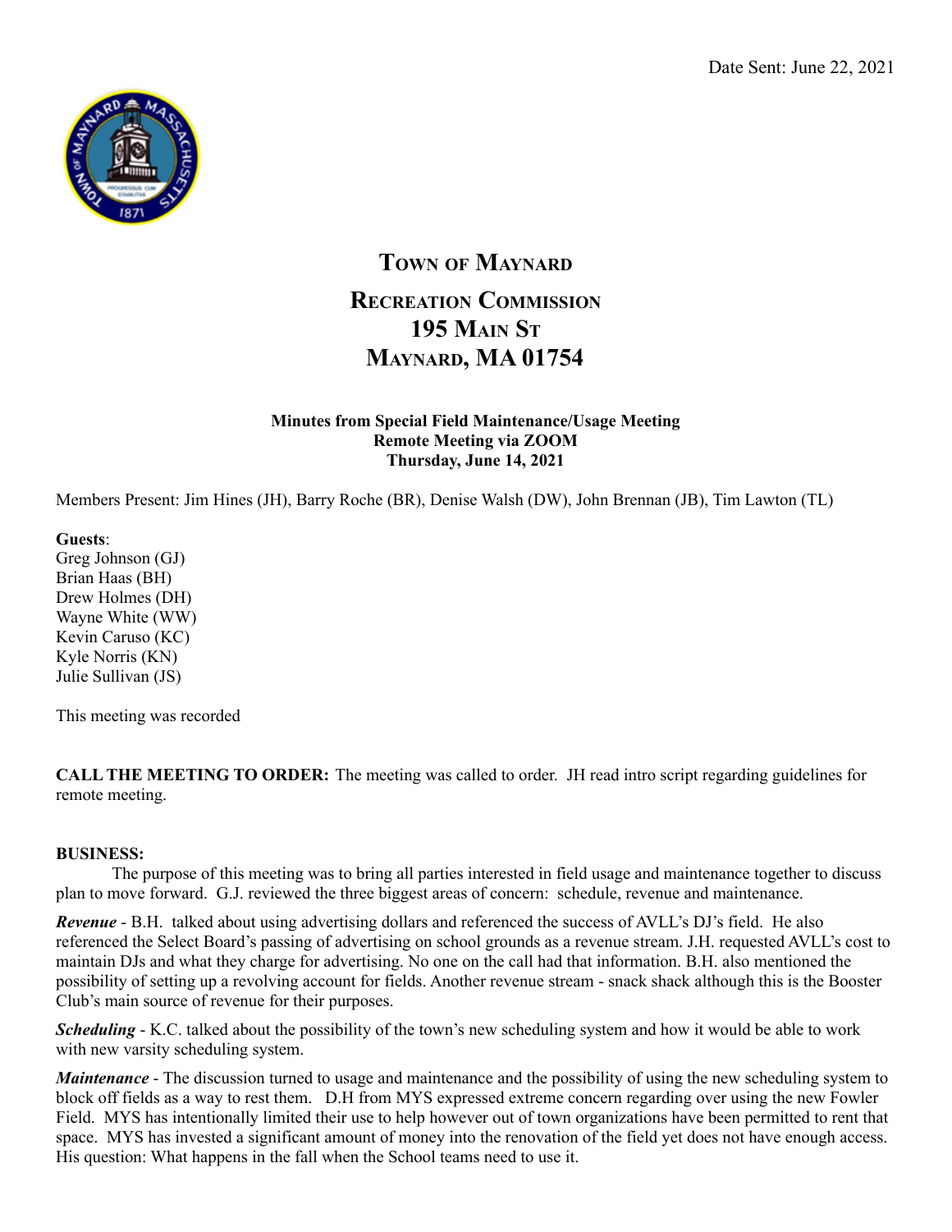Date Sent: June 22, 2021

# Town of Maynard

## Recreation Commission
## 195 Main St
## Maynard, MA 01754

**Minutes from Special Field Maintenance/Usage Meeting**
**Remote Meeting via ZOOM**
**Thursday, June 14, 2021**

Members Present: Jim Hines (JH), Barry Roche (BR), Denise Walsh (DW), John Brennan (JB), Tim Lawton (TL)

**Guests**:
Greg Johnson (GJ)
Brian Haas (BH)
Drew Holmes (DH)
Wayne White (WW)
Kevin Caruso (KC)
Kyle Norris (KN)
Julie Sullivan (JS)

This meeting was recorded

**CALL THE MEETING TO ORDER:** The meeting was called to order. JH read intro script regarding guidelines for remote meeting.

**BUSINESS:**

The purpose of this meeting was to bring all parties interested in field usage and maintenance together to discuss plan to move forward. G.J. reviewed the three biggest areas of concern: schedule, revenue and maintenance.

***Revenue*** - B.H. talked about using advertising dollars and referenced the success of AVLL's DJ's field. He also referenced the Select Board's passing of advertising on school grounds as a revenue stream. J.H. requested AVLL's cost to maintain DJs and what they charge for advertising. No one on the call had that information. B.H. also mentioned the possibility of setting up a revolving account for fields. Another revenue stream - snack shack although this is the Booster Club's main source of revenue for their purposes.

***Scheduling*** - K.C. talked about the possibility of the town's new scheduling system and how it would be able to work with new varsity scheduling system.

***Maintenance*** - The discussion turned to usage and maintenance and the possibility of using the new scheduling system to block off fields as a way to rest them. D.H from MYS expressed extreme concern regarding over using the new Fowler Field. MYS has intentionally limited their use to help however out of town organizations have been permitted to rent that space. MYS has invested a significant amount of money into the renovation of the field yet does not have enough access. His question: What happens in the fall when the School teams need to use it.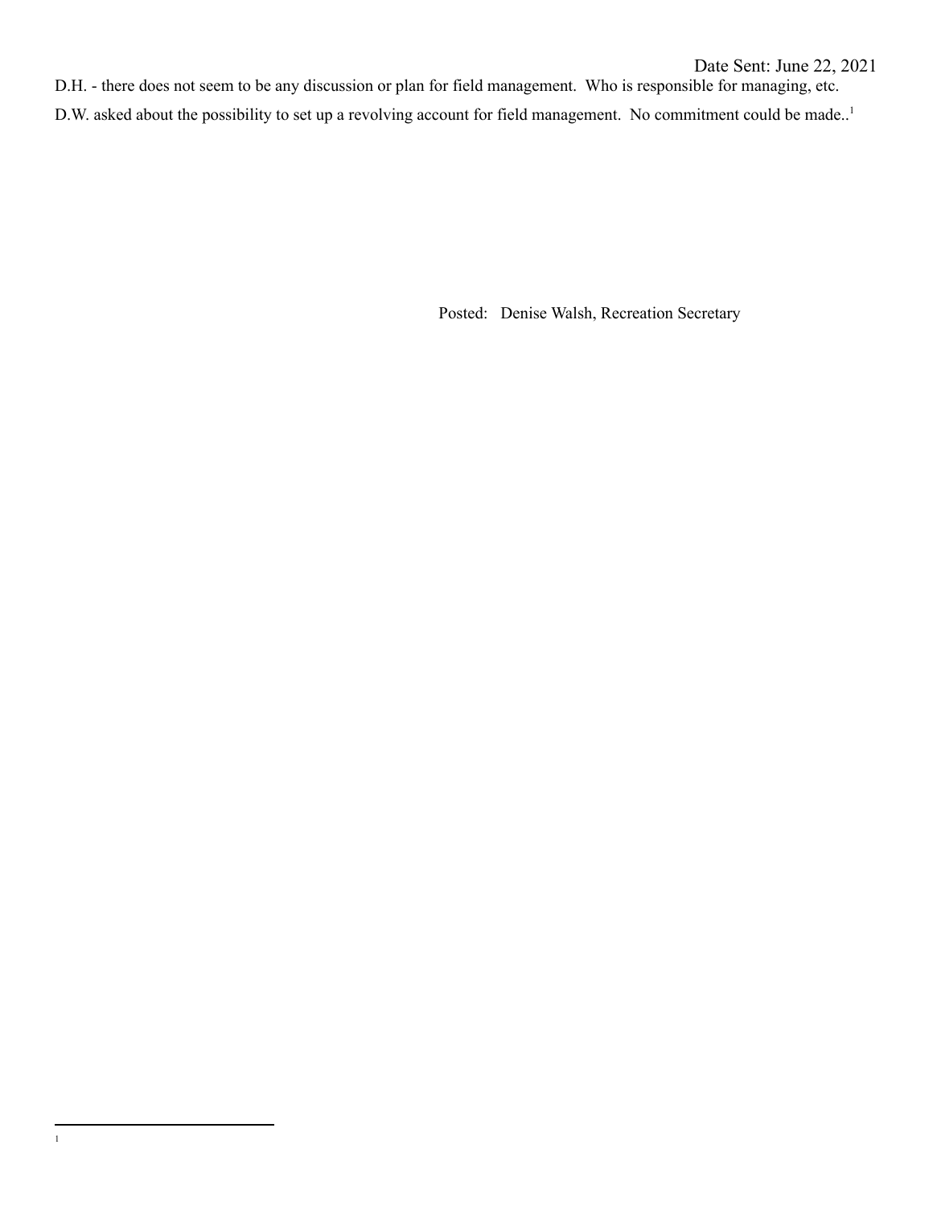Date Sent: June 22, 2021

D.H. - there does not seem to be any discussion or plan for field management. Who is responsible for managing, etc.

D.W. asked about the possibility to set up a revolving account for field management. No commitment could be made..[1]

Posted: Denise Walsh, Recreation Secretary

[1]